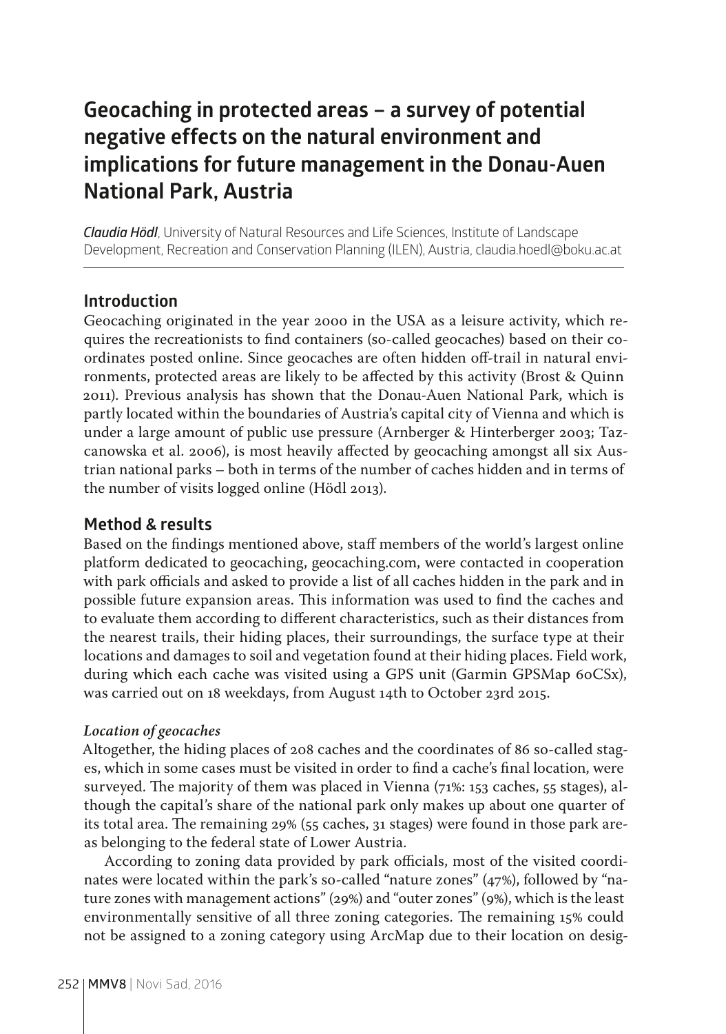# Geocaching in protected areas – a survey of potential negative effects on the natural environment and implications for future management in the Donau-Auen National Park, Austria

***Claudia Hödl***, University of Natural Resources and Life Sciences, Institute of Landscape Development, Recreation and Conservation Planning (ILEN), Austria, claudia.hoedl@boku.ac.at

## Introduction

Geocaching originated in the year 2000 in the USA as a leisure activity, which requires the recreationists to find containers (so-called geocaches) based on their coordinates posted online. Since geocaches are often hidden off-trail in natural environments, protected areas are likely to be affected by this activity (Brost & Quinn 2011). Previous analysis has shown that the Donau-Auen National Park, which is partly located within the boundaries of Austria's capital city of Vienna and which is under a large amount of public use pressure (Arnberger & Hinterberger 2003; Taczanowska et al. 2006), is most heavily affected by geocaching amongst all six Austrian national parks – both in terms of the number of caches hidden and in terms of the number of visits logged online (Hödl 2013).

## Method & results

Based on the findings mentioned above, staff members of the world's largest online platform dedicated to geocaching, geocaching.com, were contacted in cooperation with park officials and asked to provide a list of all caches hidden in the park and in possible future expansion areas. This information was used to find the caches and to evaluate them according to different characteristics, such as their distances from the nearest trails, their hiding places, their surroundings, the surface type at their locations and damages to soil and vegetation found at their hiding places. Field work, during which each cache was visited using a GPS unit (Garmin GPSMap 60CSx), was carried out on 18 weekdays, from August 14th to October 23rd 2015.

### *Location of geocaches*

Altogether, the hiding places of 208 caches and the coordinates of 86 so-called stages, which in some cases must be visited in order to find a cache's final location, were surveyed. The majority of them was placed in Vienna (71%: 153 caches, 55 stages), although the capital's share of the national park only makes up about one quarter of its total area. The remaining 29% (55 caches, 31 stages) were found in those park areas belonging to the federal state of Lower Austria.

According to zoning data provided by park officials, most of the visited coordinates were located within the park's so-called "nature zones" (47%), followed by "nature zones with management actions" (29%) and "outer zones" (9%), which is the least environmentally sensitive of all three zoning categories. The remaining 15% could not be assigned to a zoning category using ArcMap due to their location on desig-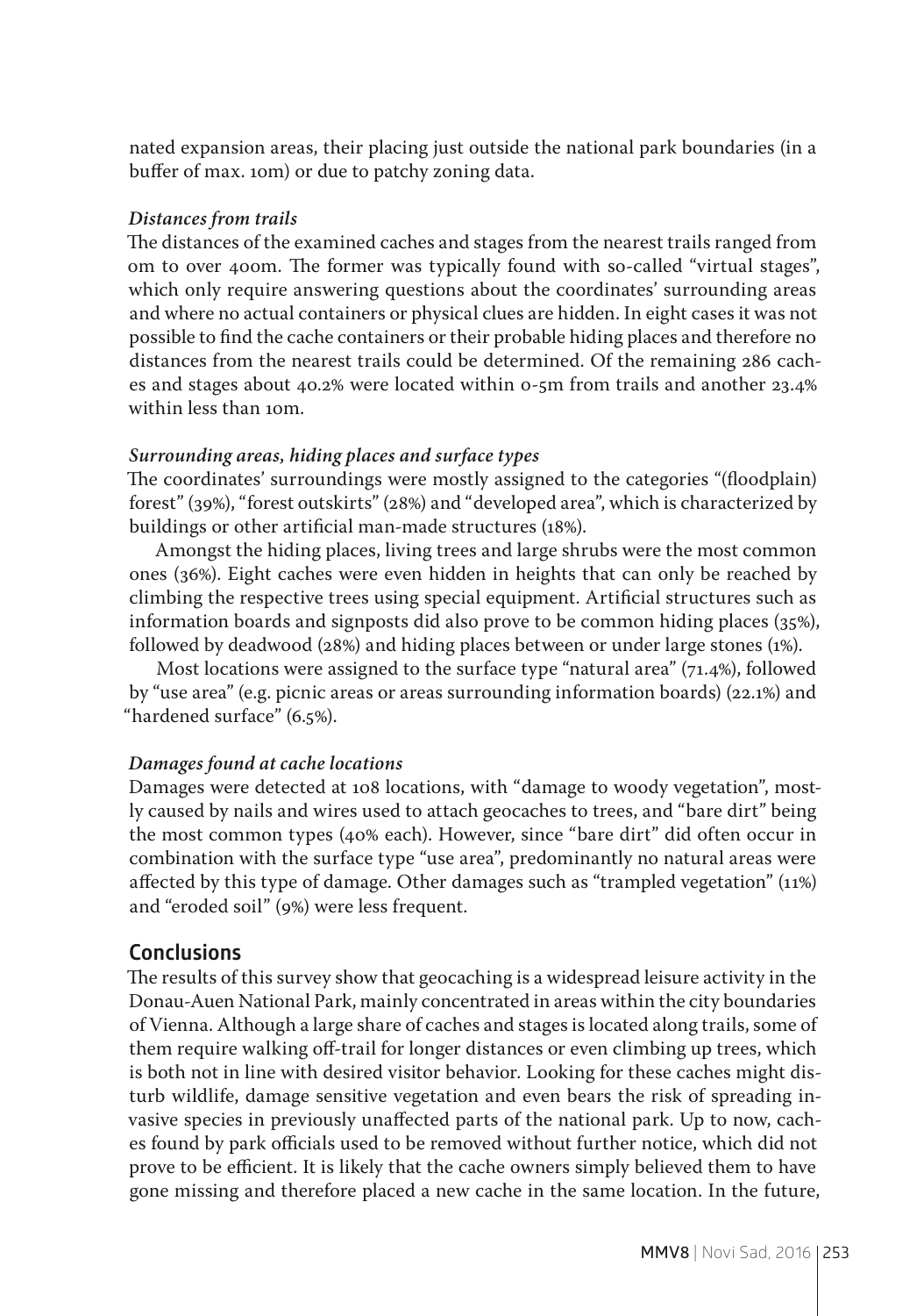nated expansion areas, their placing just outside the national park boundaries (in a buffer of max. 10m) or due to patchy zoning data.

### *Distances from trails*

The distances of the examined caches and stages from the nearest trails ranged from 0m to over 400m. The former was typically found with so-called "virtual stages", which only require answering questions about the coordinates' surrounding areas and where no actual containers or physical clues are hidden. In eight cases it was not possible to find the cache containers or their probable hiding places and therefore no distances from the nearest trails could be determined. Of the remaining 286 caches and stages about 40.2% were located within 0-5m from trails and another 23.4% within less than 10m.

### *Surrounding areas, hiding places and surface types*

The coordinates' surroundings were mostly assigned to the categories "(floodplain) forest" (39%), "forest outskirts" (28%) and "developed area", which is characterized by buildings or other artificial man-made structures (18%).

Amongst the hiding places, living trees and large shrubs were the most common ones (36%). Eight caches were even hidden in heights that can only be reached by climbing the respective trees using special equipment. Artificial structures such as information boards and signposts did also prove to be common hiding places (35%), followed by deadwood (28%) and hiding places between or under large stones (1%).

Most locations were assigned to the surface type "natural area" (71.4%), followed by "use area" (e.g. picnic areas or areas surrounding information boards) (22.1%) and "hardened surface" (6.5%).

### *Damages found at cache locations*

Damages were detected at 108 locations, with "damage to woody vegetation", mostly caused by nails and wires used to attach geocaches to trees, and "bare dirt" being the most common types (40% each). However, since "bare dirt" did often occur in combination with the surface type "use area", predominantly no natural areas were affected by this type of damage. Other damages such as "trampled vegetation" (11%) and "eroded soil" (9%) were less frequent.

## Conclusions

The results of this survey show that geocaching is a widespread leisure activity in the Donau-Auen National Park, mainly concentrated in areas within the city boundaries of Vienna. Although a large share of caches and stages is located along trails, some of them require walking off-trail for longer distances or even climbing up trees, which is both not in line with desired visitor behavior. Looking for these caches might disturb wildlife, damage sensitive vegetation and even bears the risk of spreading invasive species in previously unaffected parts of the national park. Up to now, caches found by park officials used to be removed without further notice, which did not prove to be efficient. It is likely that the cache owners simply believed them to have gone missing and therefore placed a new cache in the same location. In the future,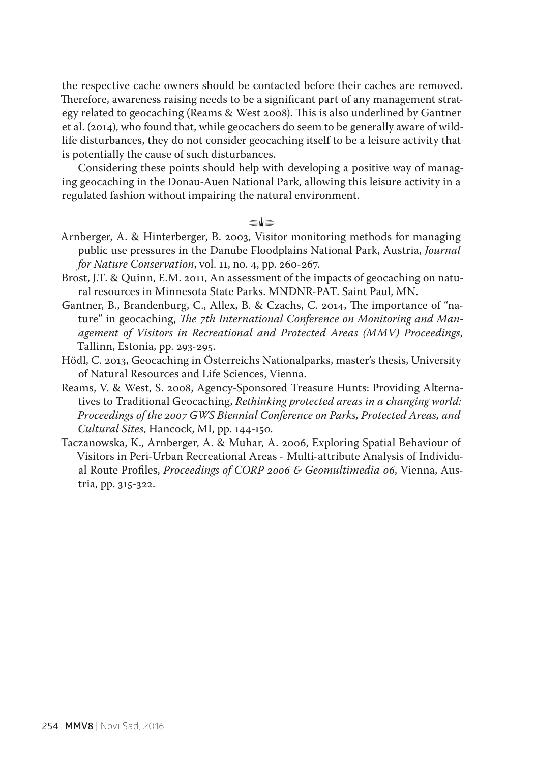the respective cache owners should be contacted before their caches are removed. Therefore, awareness raising needs to be a significant part of any management strategy related to geocaching (Reams & West 2008). This is also underlined by Gantner et al. (2014), who found that, while geocachers do seem to be generally aware of wildlife disturbances, they do not consider geocaching itself to be a leisure activity that is potentially the cause of such disturbances.

Considering these points should help with developing a positive way of managing geocaching in the Donau-Auen National Park, allowing this leisure activity in a regulated fashion without impairing the natural environment.

Arnberger, A. & Hinterberger, B. 2003, Visitor monitoring methods for managing public use pressures in the Danube Floodplains National Park, Austria, *Journal for Nature Conservation*, vol. 11, no. 4, pp. 260-267.

Brost, J.T. & Quinn, E.M. 2011, An assessment of the impacts of geocaching on natural resources in Minnesota State Parks. MNDNR-PAT. Saint Paul, MN.

Gantner, B., Brandenburg, C., Allex, B. & Czachs, C. 2014, The importance of "nature" in geocaching, *The 7th International Conference on Monitoring and Management of Visitors in Recreational and Protected Areas (MMV) Proceedings*, Tallinn, Estonia, pp. 293-295.

Hödl, C. 2013, Geocaching in Österreichs Nationalparks, master's thesis, University of Natural Resources and Life Sciences, Vienna.

Reams, V. & West, S. 2008, Agency-Sponsored Treasure Hunts: Providing Alternatives to Traditional Geocaching, *Rethinking protected areas in a changing world: Proceedings of the 2007 GWS Biennial Conference on Parks, Protected Areas, and Cultural Sites*, Hancock, MI, pp. 144-150.

Taczanowska, K., Arnberger, A. & Muhar, A. 2006, Exploring Spatial Behaviour of Visitors in Peri-Urban Recreational Areas - Multi-attribute Analysis of Individual Route Profiles, *Proceedings of CORP 2006 & Geomultimedia 06*, Vienna, Austria, pp. 315-322.